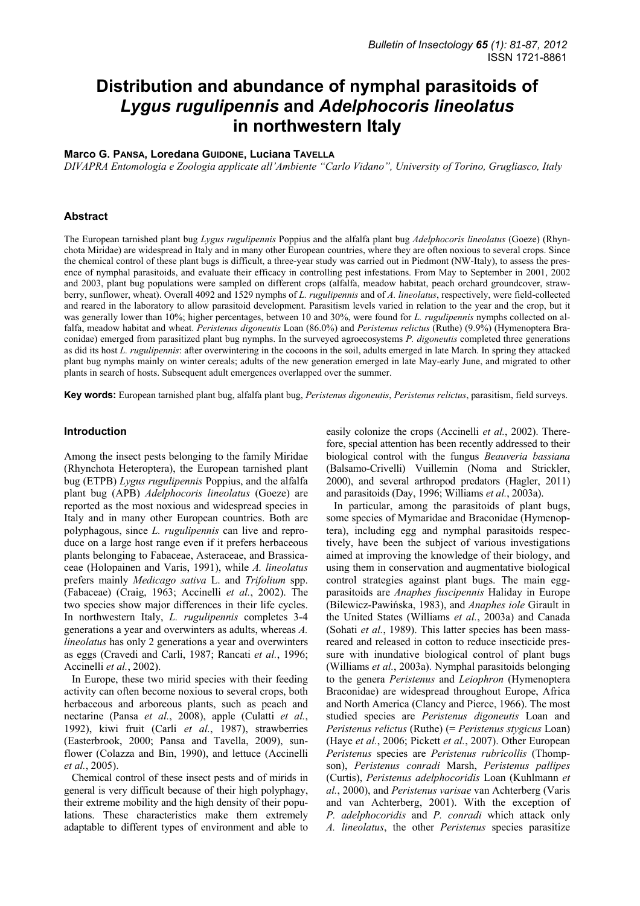# Distribution and abundance of nymphal parasitoids of *Lygus rugulipennis* and *Adelphocoris lineolatus* in northwestern Italy

**Marco G. PANSA, Loredana GUIDONE, Luciana TAVELLA**

*DIVAPRA Entomologia e Zoologia applicate all'Ambiente "Carlo Vidano", University of Torino, Grugliasco, Italy*

## Abstract

The European tarnished plant bug *Lygus rugulipennis* Poppius and the alfalfa plant bug *Adelphocoris lineolatus* (Goeze) (Rhynchota Miridae) are widespread in Italy and in many other European countries, where they are often noxious to several crops. Since the chemical control of these plant bugs is difficult, a three-year study was carried out in Piedmont (NW-Italy), to assess the presence of nymphal parasitoids, and evaluate their efficacy in controlling pest infestations. From May to September in 2001, 2002 and 2003, plant bug populations were sampled on different crops (alfalfa, meadow habitat, peach orchard groundcover, strawberry, sunflower, wheat). Overall 4092 and 1529 nymphs of *L. rugulipennis* and of *A. lineolatus*, respectively, were field-collected and reared in the laboratory to allow parasitoid development. Parasitism levels varied in relation to the year and the crop, but it was generally lower than 10%; higher percentages, between 10 and 30%, were found for *L. rugulipennis* nymphs collected on alfalfa, meadow habitat and wheat. *Peristenus digoneutis* Loan (86.0%) and *Peristenus relictus* (Ruthe) (9.9%) (Hymenoptera Braconidae) emerged from parasitized plant bug nymphs. In the surveyed agroecosystems *P. digoneutis* completed three generations as did its host *L. rugulipennis*: after overwintering in the cocoons in the soil, adults emerged in late March. In spring they attacked plant bug nymphs mainly on winter cereals; adults of the new generation emerged in late May-early June, and migrated to other plants in search of hosts. Subsequent adult emergences overlapped over the summer.

**Key words:** European tarnished plant bug, alfalfa plant bug, *Peristenus digoneutis*, *Peristenus relictus*, parasitism, field surveys.

## Introduction

Among the insect pests belonging to the family Miridae (Rhynchota Heteroptera), the European tarnished plant bug (ETPB) *Lygus rugulipennis* Poppius, and the alfalfa plant bug (APB) *Adelphocoris lineolatus* (Goeze) are reported as the most noxious and widespread species in Italy and in many other European countries. Both are polyphagous, since *L. rugulipennis* can live and reproduce on a large host range even if it prefers herbaceous plants belonging to Fabaceae, Asteraceae, and Brassicaceae (Holopainen and Varis, 1991), while *A. lineolatus* prefers mainly *Medicago sativa* L. and *Trifolium* spp. (Fabaceae) (Craig, 1963; Accinelli *et al.*, 2002). The two species show major differences in their life cycles. In northwestern Italy, *L. rugulipennis* completes 3-4 generations a year and overwinters as adults, whereas *A. lineolatus* has only 2 generations a year and overwinters as eggs (Cravedi and Carli, 1987; Rancati *et al.*, 1996; Accinelli *et al.*, 2002).

In Europe, these two mirid species with their feeding activity can often become noxious to several crops, both herbaceous and arboreous plants, such as peach and nectarine (Pansa *et al.*, 2008), apple (Culatti *et al.*, 1992), kiwi fruit (Carli *et al.*, 1987), strawberries (Easterbrook, 2000; Pansa and Tavella, 2009), sunflower (Colazza and Bin, 1990), and lettuce (Accinelli *et al.*, 2005).

Chemical control of these insect pests and of mirids in general is very difficult because of their high polyphagy, their extreme mobility and the high density of their populations. These characteristics make them extremely adaptable to different types of environment and able to easily colonize the crops (Accinelli *et al.*, 2002). Therefore, special attention has been recently addressed to their biological control with the fungus *Beauveria bassiana* (Balsamo-Crivelli) Vuillemin (Noma and Strickler, 2000), and several arthropod predators (Hagler, 2011) and parasitoids (Day, 1996; Williams *et al.*, 2003a).

In particular, among the parasitoids of plant bugs, some species of Mymaridae and Braconidae (Hymenoptera), including egg and nymphal parasitoids respectively, have been the subject of various investigations aimed at improving the knowledge of their biology, and using them in conservation and augmentative biological control strategies against plant bugs. The main egg-parasitoids are *Anaphes fuscipennis* Haliday in Europe (Bilewicz-Pawińska, 1983), and *Anaphes iole* Girault in the United States (Williams *et al.*, 2003a) and Canada (Sohati *et al.*, 1989). This latter species has been mass-reared and released in cotton to reduce insecticide pressure with inundative biological control of plant bugs (Williams *et al.*, 2003a). Nymphal parasitoids belonging to the genera *Peristenus* and *Leiophron* (Hymenoptera Braconidae) are widespread throughout Europe, Africa and North America (Clancy and Pierce, 1966). The most studied species are *Peristenus digoneutis* Loan and *Peristenus relictus* (Ruthe) (= *Peristenus stygicus* Loan) (Haye *et al.*, 2006; Pickett *et al.*, 2007). Other European *Peristenus* species are *Peristenus rubricollis* (Thompson), *Peristenus conradi* Marsh, *Peristenus pallipes* (Curtis), *Peristenus adelphocoridis* Loan (Kuhlmann *et al.*, 2000), and *Peristenus varisae* van Achterberg (Varis and van Achterberg, 2001). With the exception of *P. adelphocoridis* and *P. conradi* which attack only *A. lineolatus*, the other *Peristenus* species parasitize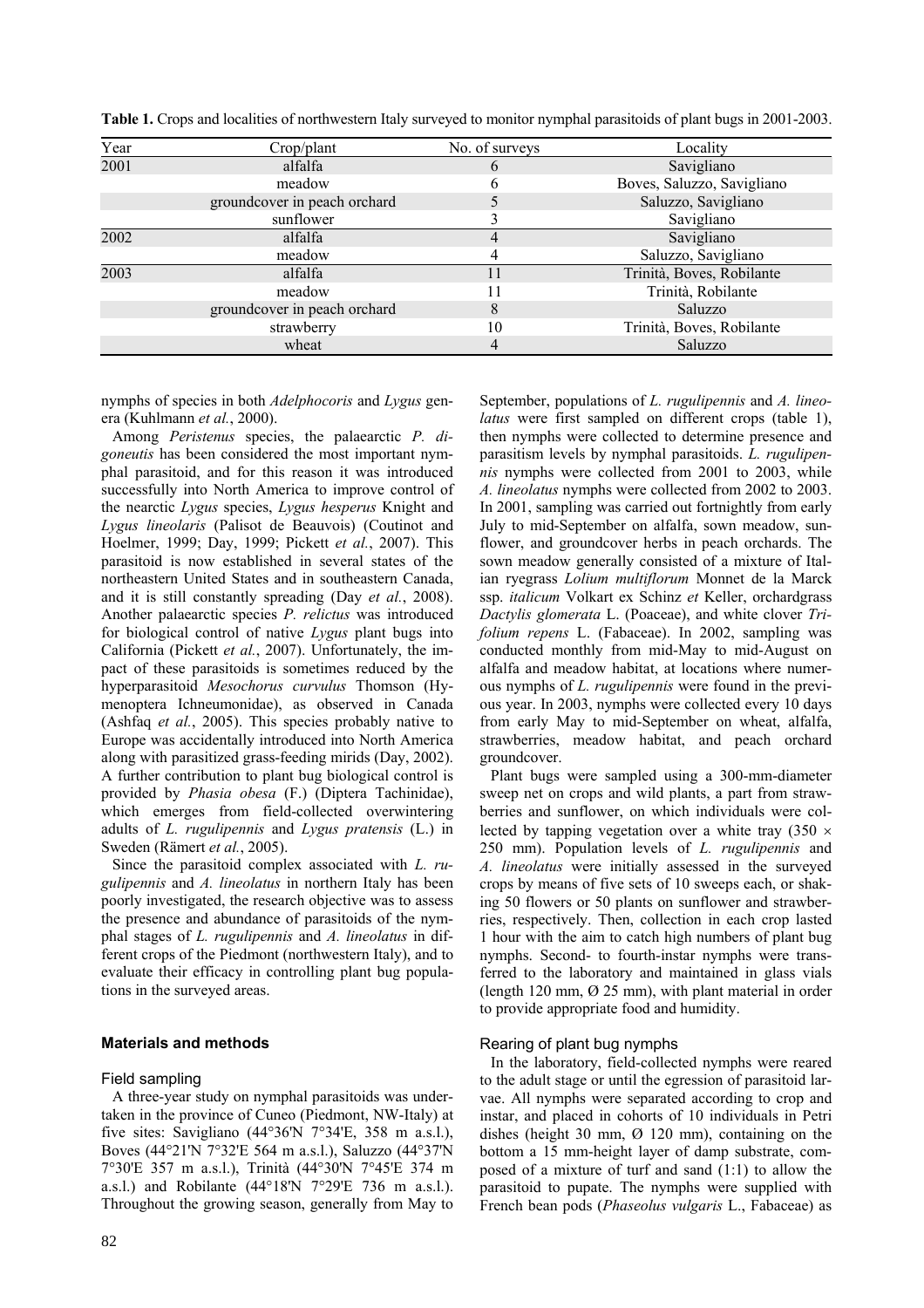**Table 1.** Crops and localities of northwestern Italy surveyed to monitor nymphal parasitoids of plant bugs in 2001-2003.

| Year | Crop/plant | No. of surveys | Locality |
|---|---|---|---|
| 2001 | alfalfa | 6 | Savigliano |
| | meadow | 6 | Boves, Saluzzo, Savigliano |
| | groundcover in peach orchard | 5 | Saluzzo, Savigliano |
| | sunflower | 3 | Savigliano |
| 2002 | alfalfa | 4 | Savigliano |
| | meadow | 4 | Saluzzo, Savigliano |
| 2003 | alfalfa | 11 | Trinità, Boves, Robilante |
| | meadow | 11 | Trinità, Robilante |
| | groundcover in peach orchard | 8 | Saluzzo |
| | strawberry | 10 | Trinità, Boves, Robilante |
| | wheat | 4 | Saluzzo |

nymphs of species in both *Adelphocoris* and *Lygus* genera (Kuhlmann *et al.*, 2000).

Among *Peristenus* species, the palaearctic *P. digoneutis* has been considered the most important nymphal parasitoid, and for this reason it was introduced successfully into North America to improve control of the nearctic *Lygus* species, *Lygus hesperus* Knight and *Lygus lineolaris* (Palisot de Beauvois) (Coutinot and Hoelmer, 1999; Day, 1999; Pickett *et al.*, 2007). This parasitoid is now established in several states of the northeastern United States and in southeastern Canada, and it is still constantly spreading (Day *et al.*, 2008). Another palaearctic species *P. relictus* was introduced for biological control of native *Lygus* plant bugs into California (Pickett *et al.*, 2007). Unfortunately, the impact of these parasitoids is sometimes reduced by the hyperparasitoid *Mesochorus curvulus* Thomson (Hymenoptera Ichneumonidae), as observed in Canada (Ashfaq *et al.*, 2005). This species probably native to Europe was accidentally introduced into North America along with parasitized grass-feeding mirids (Day, 2002). A further contribution to plant bug biological control is provided by *Phasia obesa* (F.) (Diptera Tachinidae), which emerges from field-collected overwintering adults of *L. rugulipennis* and *Lygus pratensis* (L.) in Sweden (Rämert *et al.*, 2005).

Since the parasitoid complex associated with *L. rugulipennis* and *A. lineolatus* in northern Italy has been poorly investigated, the research objective was to assess the presence and abundance of parasitoids of the nymphal stages of *L. rugulipennis* and *A. lineolatus* in different crops of the Piedmont (northwestern Italy), and to evaluate their efficacy in controlling plant bug populations in the surveyed areas.

## Materials and methods

### Field sampling

A three-year study on nymphal parasitoids was undertaken in the province of Cuneo (Piedmont, NW-Italy) at five sites: Savigliano (44°36'N 7°34'E, 358 m a.s.l.), Boves (44°21'N 7°32'E 564 m a.s.l.), Saluzzo (44°37'N 7°30'E 357 m a.s.l.), Trinità (44°30'N 7°45'E 374 m a.s.l.) and Robilante (44°18'N 7°29'E 736 m a.s.l.). Throughout the growing season, generally from May to September, populations of *L. rugulipennis* and *A. lineolatus* were first sampled on different crops (table 1), then nymphs were collected to determine presence and parasitism levels by nymphal parasitoids. *L. rugulipennis* nymphs were collected from 2001 to 2003, while *A. lineolatus* nymphs were collected from 2002 to 2003. In 2001, sampling was carried out fortnightly from early July to mid-September on alfalfa, sown meadow, sunflower, and groundcover herbs in peach orchards. The sown meadow generally consisted of a mixture of Italian ryegrass *Lolium multiflorum* Monnet de la Marck ssp. *italicum* Volkart ex Schinz *et* Keller, orchardgrass *Dactylis glomerata* L. (Poaceae), and white clover *Trifolium repens* L. (Fabaceae). In 2002, sampling was conducted monthly from mid-May to mid-August on alfalfa and meadow habitat, at locations where numerous nymphs of *L. rugulipennis* were found in the previous year. In 2003, nymphs were collected every 10 days from early May to mid-September on wheat, alfalfa, strawberries, meadow habitat, and peach orchard groundcover.

Plant bugs were sampled using a 300-mm-diameter sweep net on crops and wild plants, a part from strawberries and sunflower, on which individuals were collected by tapping vegetation over a white tray (350 × 250 mm). Population levels of *L. rugulipennis* and *A. lineolatus* were initially assessed in the surveyed crops by means of five sets of 10 sweeps each, or shaking 50 flowers or 50 plants on sunflower and strawberries, respectively. Then, collection in each crop lasted 1 hour with the aim to catch high numbers of plant bug nymphs. Second- to fourth-instar nymphs were transferred to the laboratory and maintained in glass vials (length 120 mm, Ø 25 mm), with plant material in order to provide appropriate food and humidity.

### Rearing of plant bug nymphs

In the laboratory, field-collected nymphs were reared to the adult stage or until the egression of parasitoid larvae. All nymphs were separated according to crop and instar, and placed in cohorts of 10 individuals in Petri dishes (height 30 mm, Ø 120 mm), containing on the bottom a 15 mm-height layer of damp substrate, composed of a mixture of turf and sand (1:1) to allow the parasitoid to pupate. The nymphs were supplied with French bean pods (*Phaseolus vulgaris* L., Fabaceae) as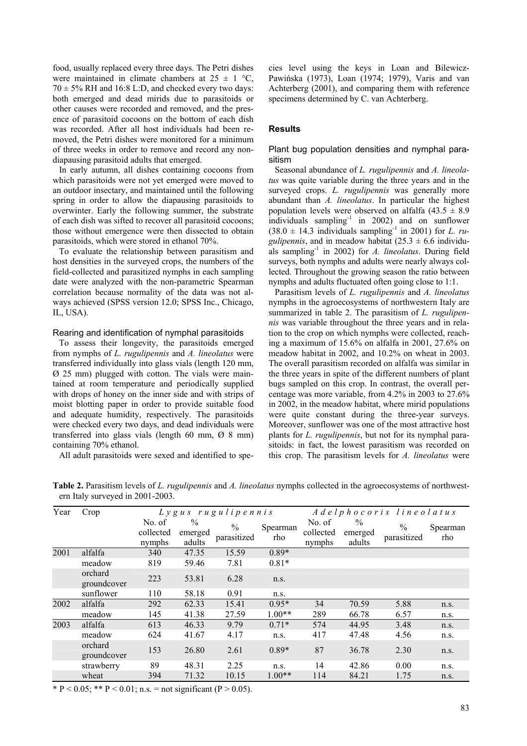food, usually replaced every three days. The Petri dishes were maintained in climate chambers at 25 ± 1 °C, 70 ± 5% RH and 16:8 L:D, and checked every two days: both emerged and dead mirids due to parasitoids or other causes were recorded and removed, and the presence of parasitoid cocoons on the bottom of each dish was recorded. After all host individuals had been removed, the Petri dishes were monitored for a minimum of three weeks in order to remove and record any non-diapausing parasitoid adults that emerged.

In early autumn, all dishes containing cocoons from which parasitoids were not yet emerged were moved to an outdoor insectary, and maintained until the following spring in order to allow the diapausing parasitoids to overwinter. Early the following summer, the substrate of each dish was sifted to recover all parasitoid cocoons; those without emergence were then dissected to obtain parasitoids, which were stored in ethanol 70%.

To evaluate the relationship between parasitism and host densities in the surveyed crops, the numbers of the field-collected and parasitized nymphs in each sampling date were analyzed with the non-parametric Spearman correlation because normality of the data was not always achieved (SPSS version 12.0; SPSS Inc., Chicago, IL, USA).

### Rearing and identification of nymphal parasitoids

To assess their longevity, the parasitoids emerged from nymphs of *L. rugulipennis* and *A. lineolatus* were transferred individually into glass vials (length 120 mm, Ø 25 mm) plugged with cotton. The vials were maintained at room temperature and periodically supplied with drops of honey on the inner side and with strips of moist blotting paper in order to provide suitable food and adequate humidity, respectively. The parasitoids were checked every two days, and dead individuals were transferred into glass vials (length 60 mm, Ø 8 mm) containing 70% ethanol.

All adult parasitoids were sexed and identified to species level using the keys in Loan and Bilewicz-Pawińska (1973), Loan (1974; 1979), Varis and van Achterberg (2001), and comparing them with reference specimens determined by C. van Achterberg.

## Results

### Plant bug population densities and nymphal parasitism

Seasonal abundance of *L. rugulipennis* and *A. lineolatus* was quite variable during the three years and in the surveyed crops. *L. rugulipennis* was generally more abundant than *A. lineolatus*. In particular the highest population levels were observed on alfalfa (43.5 ± 8.9 individuals sampling$^{-1}$ in 2002) and on sunflower (38.0 ± 14.3 individuals sampling$^{-1}$ in 2001) for *L. rugulipennis*, and in meadow habitat (25.3 ± 6.6 individuals sampling$^{-1}$ in 2002) for *A. lineolatus*. During field surveys, both nymphs and adults were nearly always collected. Throughout the growing season the ratio between nymphs and adults fluctuated often going close to 1:1.

Parasitism levels of *L. rugulipennis* and *A. lineolatus* nymphs in the agroecosystems of northwestern Italy are summarized in table 2. The parasitism of *L. rugulipennis* was variable throughout the three years and in relation to the crop on which nymphs were collected, reaching a maximum of 15.6% on alfalfa in 2001, 27.6% on meadow habitat in 2002, and 10.2% on wheat in 2003. The overall parasitism recorded on alfalfa was similar in the three years in spite of the different numbers of plant bugs sampled on this crop. In contrast, the overall percentage was more variable, from 4.2% in 2003 to 27.6% in 2002, in the meadow habitat, where mirid populations were quite constant during the three-year surveys. Moreover, sunflower was one of the most attractive host plants for *L. rugulipennis*, but not for its nymphal parasitoids: in fact, the lowest parasitism was recorded on this crop. The parasitism levels for *A. lineolatus* were

**Table 2.** Parasitism levels of *L. rugulipennis* and *A. lineolatus* nymphs collected in the agroecosystems of northwestern Italy surveyed in 2001-2003.

| Year | Crop | *Lygus rugulipennis* | | | | *Adelphocoris lineolatus* | | | |
|---|---|---|---|---|---|---|---|---|---|
| | | No. of collected nymphs | % emerged adults | % parasitized | Spearman rho | No. of collected nymphs | % emerged adults | % parasitized | Spearman rho |
| 2001 | alfalfa | 340 | 47.35 | 15.59 | 0.89* | | | | |
| | meadow | 819 | 59.46 | 7.81 | 0.81* | | | | |
| | orchard groundcover | 223 | 53.81 | 6.28 | n.s. | | | | |
| | sunflower | 110 | 58.18 | 0.91 | n.s. | | | | |
| 2002 | alfalfa | 292 | 62.33 | 15.41 | 0.95* | 34 | 70.59 | 5.88 | n.s. |
| | meadow | 145 | 41.38 | 27.59 | 1.00** | 289 | 66.78 | 6.57 | n.s. |
| 2003 | alfalfa | 613 | 46.33 | 9.79 | 0.71* | 574 | 44.95 | 3.48 | n.s. |
| | meadow | 624 | 41.67 | 4.17 | n.s. | 417 | 47.48 | 4.56 | n.s. |
| | orchard groundcover | 153 | 26.80 | 2.61 | 0.89* | 87 | 36.78 | 2.30 | n.s. |
| | strawberry | 89 | 48.31 | 2.25 | n.s. | 14 | 42.86 | 0.00 | n.s. |
| | wheat | 394 | 71.32 | 10.15 | 1.00** | 114 | 84.21 | 1.75 | n.s. |

\* $P < 0.05$; ** $P < 0.01$; n.s. = not significant ($P > 0.05$).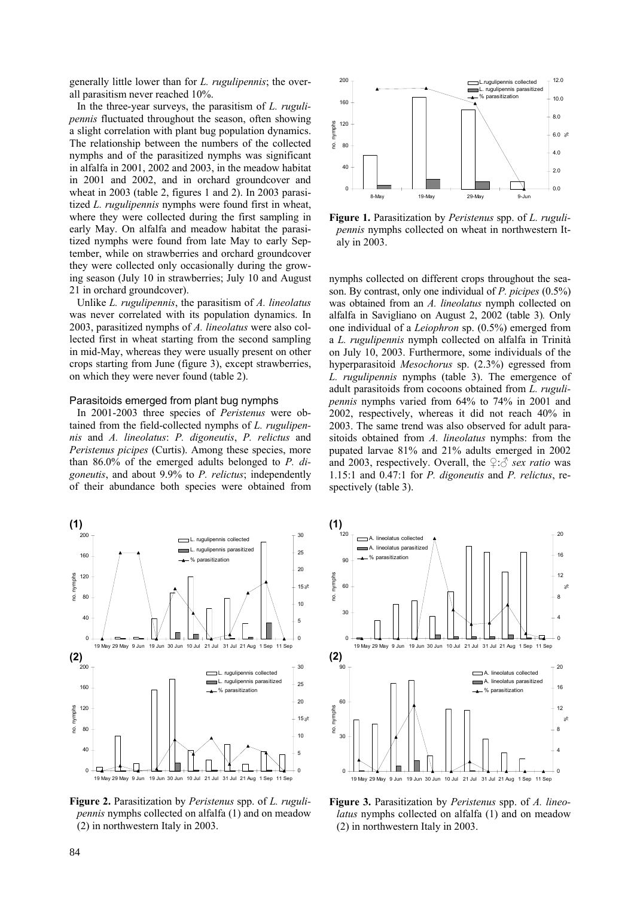generally little lower than for *L. rugulipennis*; the overall parasitism never reached 10%.

In the three-year surveys, the parasitism of *L. rugulipennis* fluctuated throughout the season, often showing a slight correlation with plant bug population dynamics. The relationship between the numbers of the collected nymphs and of the parasitized nymphs was significant in alfalfa in 2001, 2002 and 2003, in the meadow habitat in 2001 and 2002, and in orchard groundcover and wheat in 2003 (table 2, figures 1 and 2). In 2003 parasitized *L. rugulipennis* nymphs were found first in wheat, where they were collected during the first sampling in early May. On alfalfa and meadow habitat the parasitized nymphs were found from late May to early September, while on strawberries and orchard groundcover they were collected only occasionally during the growing season (July 10 in strawberries; July 10 and August 21 in orchard groundcover).

Unlike *L. rugulipennis*, the parasitism of *A. lineolatus* was never correlated with its population dynamics. In 2003, parasitized nymphs of *A. lineolatus* were also collected first in wheat starting from the second sampling in mid-May, whereas they were usually present on other crops starting from June (figure 3), except strawberries, on which they were never found (table 2).

### Parasitoids emerged from plant bug nymphs

In 2001-2003 three species of *Peristenus* were obtained from the field-collected nymphs of *L. rugulipennis* and *A. lineolatus*: *P. digoneutis*, *P. relictus* and *Peristenus picipes* (Curtis). Among these species, more than 86.0% of the emerged adults belonged to *P. digoneutis*, and about 9.9% to *P. relictus*; independently of their abundance both species were obtained from nymphs collected on different crops throughout the season. By contrast, only one individual of *P. picipes* (0.5%) was obtained from an *A. lineolatus* nymph collected on alfalfa in Savigliano on August 2, 2002 (table 3). Only one individual of a *Leiophron* sp. (0.5%) emerged from a *L. rugulipennis* nymph collected on alfalfa in Trinità on July 10, 2003. Furthermore, some individuals of the hyperparasitoid *Mesochorus* sp. (2.3%) egressed from *L. rugulipennis* nymphs (table 3). The emergence of adult parasitoids from cocoons obtained from *L. rugulipennis* nymphs varied from 64% to 74% in 2001 and 2002, respectively, whereas it did not reach 40% in 2003. The same trend was also observed for adult parasitoids obtained from *A. lineolatus* nymphs: from the pupated larvae 81% and 21% adults emerged in 2002 and 2003, respectively. Overall, the ♀:♂ *sex ratio* was 1.15:1 and 0.47:1 for *P. digoneutis* and *P. relictus*, respectively (table 3).

**Figure 1.** Parasitization by *Peristenus* spp. of *L. rugulipennis* nymphs collected on wheat in northwestern Italy in 2003.

**Figure 2.** Parasitization by *Peristenus* spp. of *L. rugulipennis* nymphs collected on alfalfa (1) and on meadow (2) in northwestern Italy in 2003.

**Figure 3.** Parasitization by *Peristenus* spp. of *A. lineolatus* nymphs collected on alfalfa (1) and on meadow (2) in northwestern Italy in 2003.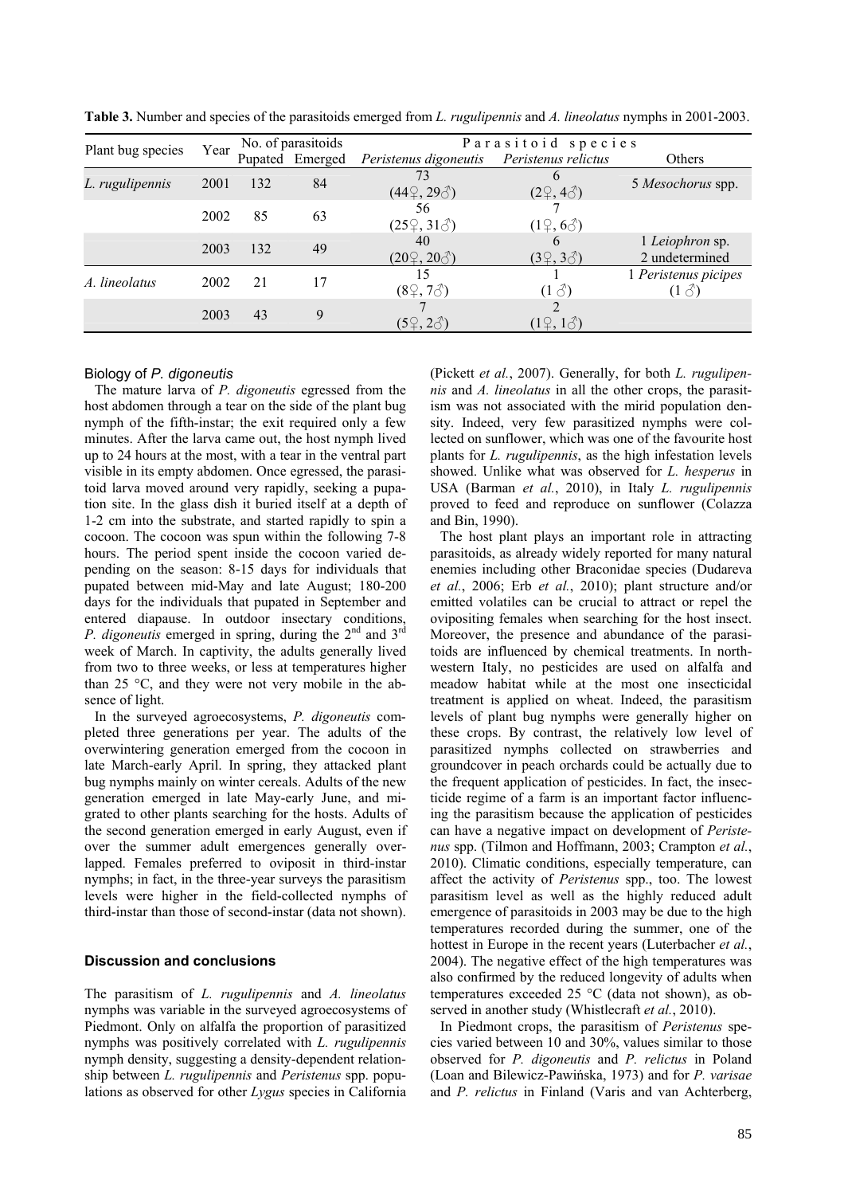**Table 3.** Number and species of the parasitoids emerged from *L. rugulipennis* and *A. lineolatus* nymphs in 2001-2003.

| Plant bug species | Year | No. of parasitoids | | Parasitoid species | | |
|---|---|---|---|---|---|---|
| | | Pupated | Emerged | *Peristenus digoneutis* | *Peristenus relictus* | Others |
| *L. rugulipennis* | 2001 | 132 | 84 | 73 (44♀, 29♂) | 6 (2♀, 4♂) | 5 *Mesochorus* spp. |
| | 2002 | 85 | 63 | 56 (25♀, 31♂) | 7 (1♀, 6♂) | |
| | 2003 | 132 | 49 | 40 (20♀, 20♂) | 6 (3♀, 3♂) | 1 *Leiophron* sp. 2 undetermined |
| *A. lineolatus* | 2002 | 21 | 17 | 15 (8♀, 7♂) | 1 (1 ♂) | 1 *Peristenus picipes* (1 ♂) |
| | 2003 | 43 | 9 | 7 (5♀, 2♂) | 2 (1♀, 1♂) | |

### Biology of *P. digoneutis*

The mature larva of *P. digoneutis* egressed from the host abdomen through a tear on the side of the plant bug nymph of the fifth-instar; the exit required only a few minutes. After the larva came out, the host nymph lived up to 24 hours at the most, with a tear in the ventral part visible in its empty abdomen. Once egressed, the parasitoid larva moved around very rapidly, seeking a pupation site. In the glass dish it buried itself at a depth of 1-2 cm into the substrate, and started rapidly to spin a cocoon. The cocoon was spun within the following 7-8 hours. The period spent inside the cocoon varied depending on the season: 8-15 days for individuals that pupated between mid-May and late August; 180-200 days for the individuals that pupated in September and entered diapause. In outdoor insectary conditions, *P. digoneutis* emerged in spring, during the 2nd and 3rd week of March. In captivity, the adults generally lived from two to three weeks, or less at temperatures higher than 25 °C, and they were not very mobile in the absence of light.

In the surveyed agroecosystems, *P. digoneutis* completed three generations per year. The adults of the overwintering generation emerged from the cocoon in late March-early April. In spring, they attacked plant bug nymphs mainly on winter cereals. Adults of the new generation emerged in late May-early June, and migrated to other plants searching for the hosts. Adults of the second generation emerged in early August, even if over the summer adult emergences generally overlapped. Females preferred to oviposit in third-instar nymphs; in fact, in the three-year surveys the parasitism levels were higher in the field-collected nymphs of third-instar than those of second-instar (data not shown).

## Discussion and conclusions

The parasitism of *L. rugulipennis* and *A. lineolatus* nymphs was variable in the surveyed agroecosystems of Piedmont. Only on alfalfa the proportion of parasitized nymphs was positively correlated with *L. rugulipennis* nymph density, suggesting a density-dependent relationship between *L. rugulipennis* and *Peristenus* spp. populations as observed for other *Lygus* species in California (Pickett *et al.*, 2007). Generally, for both *L. rugulipennis* and *A. lineolatus* in all the other crops, the parasitism was not associated with the mirid population density. Indeed, very few parasitized nymphs were collected on sunflower, which was one of the favourite host plants for *L. rugulipennis*, as the high infestation levels showed. Unlike what was observed for *L. hesperus* in USA (Barman *et al.*, 2010), in Italy *L. rugulipennis* proved to feed and reproduce on sunflower (Colazza and Bin, 1990).

The host plant plays an important role in attracting parasitoids, as already widely reported for many natural enemies including other Braconidae species (Dudareva *et al.*, 2006; Erb *et al.*, 2010); plant structure and/or emitted volatiles can be crucial to attract or repel the ovipositing females when searching for the host insect. Moreover, the presence and abundance of the parasitoids are influenced by chemical treatments. In northwestern Italy, no pesticides are used on alfalfa and meadow habitat while at the most one insecticidal treatment is applied on wheat. Indeed, the parasitism levels of plant bug nymphs were generally higher on these crops. By contrast, the relatively low level of parasitized nymphs collected on strawberries and groundcover in peach orchards could be actually due to the frequent application of pesticides. In fact, the insecticide regime of a farm is an important factor influencing the parasitism because the application of pesticides can have a negative impact on development of *Peristenus* spp. (Tilmon and Hoffmann, 2003; Crampton *et al.*, 2010). Climatic conditions, especially temperature, can affect the activity of *Peristenus* spp., too. The lowest parasitism level as well as the highly reduced adult emergence of parasitoids in 2003 may be due to the high temperatures recorded during the summer, one of the hottest in Europe in the recent years (Luterbacher *et al.*, 2004). The negative effect of the high temperatures was also confirmed by the reduced longevity of adults when temperatures exceeded 25 °C (data not shown), as observed in another study (Whistlecraft *et al.*, 2010).

In Piedmont crops, the parasitism of *Peristenus* species varied between 10 and 30%, values similar to those observed for *P. digoneutis* and *P. relictus* in Poland (Loan and Bilewicz-Pawińska, 1973) and for *P. varisae* and *P. relictus* in Finland (Varis and van Achterberg,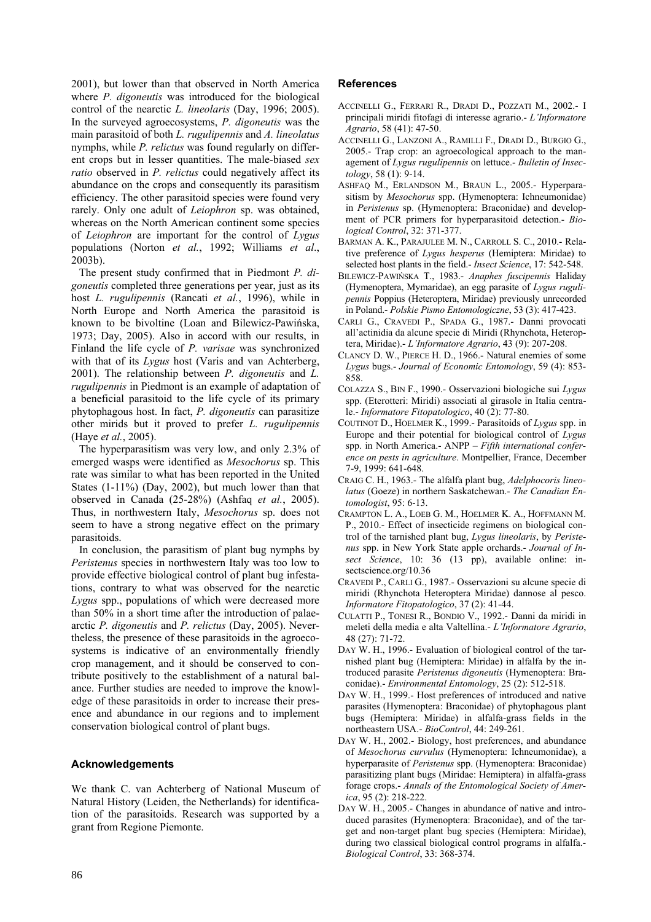2001), but lower than that observed in North America where *P. digoneutis* was introduced for the biological control of the nearctic *L. lineolaris* (Day, 1996; 2005). In the surveyed agroecosystems, *P. digoneutis* was the main parasitoid of both *L. rugulipennis* and *A. lineolatus* nymphs, while *P. relictus* was found regularly on different crops but in lesser quantities. The male-biased *sex ratio* observed in *P. relictus* could negatively affect its abundance on the crops and consequently its parasitism efficiency. The other parasitoid species were found very rarely. Only one adult of *Leiophron* sp. was obtained, whereas on the North American continent some species of *Leiophron* are important for the control of *Lygus* populations (Norton *et al.*, 1992; Williams *et al*., 2003b).

The present study confirmed that in Piedmont *P. digoneutis* completed three generations per year, just as its host *L. rugulipennis* (Rancati *et al.*, 1996), while in North Europe and North America the parasitoid is known to be bivoltine (Loan and Bilewicz-Pawińska, 1973; Day, 2005). Also in accord with our results, in Finland the life cycle of *P. varisae* was synchronized with that of its *Lygus* host (Varis and van Achterberg, 2001). The relationship between *P. digoneutis* and *L. rugulipennis* in Piedmont is an example of adaptation of a beneficial parasitoid to the life cycle of its primary phytophagous host. In fact, *P. digoneutis* can parasitize other mirids but it proved to prefer *L. rugulipennis* (Haye *et al.*, 2005).

The hyperparasitism was very low, and only 2.3% of emerged wasps were identified as *Mesochorus* sp. This rate was similar to what has been reported in the United States (1-11%) (Day, 2002), but much lower than that observed in Canada (25-28%) (Ashfaq *et al.*, 2005). Thus, in northwestern Italy, *Mesochorus* sp. does not seem to have a strong negative effect on the primary parasitoids.

In conclusion, the parasitism of plant bug nymphs by *Peristenus* species in northwestern Italy was too low to provide effective biological control of plant bug infestations, contrary to what was observed for the nearctic *Lygus* spp., populations of which were decreased more than 50% in a short time after the introduction of palaearctic *P. digoneutis* and *P. relictus* (Day, 2005). Nevertheless, the presence of these parasitoids in the agroecosystems is indicative of an environmentally friendly crop management, and it should be conserved to contribute positively to the establishment of a natural balance. Further studies are needed to improve the knowledge of these parasitoids in order to increase their presence and abundance in our regions and to implement conservation biological control of plant bugs.

## Acknowledgements

We thank C. van Achterberg of National Museum of Natural History (Leiden, the Netherlands) for identification of the parasitoids. Research was supported by a grant from Regione Piemonte.

## References

Accinelli G., Ferrari R., Dradi D., Pozzati M., 2002.- I principali miridi fitofagi di interesse agrario.- *L'Informatore Agrario*, 58 (41): 47-50.

Accinelli G., Lanzoni A., Ramilli F., Dradi D., Burgio G., 2005.- Trap crop: an agroecological approach to the management of *Lygus rugulipennis* on lettuce.- *Bulletin of Insectology*, 58 (1): 9-14.

Ashfaq M., Erlandson M., Braun L., 2005.- Hyperparasitism by *Mesochorus* spp. (Hymenoptera: Ichneumonidae) in *Peristenus* sp. (Hymenoptera: Braconidae) and development of PCR primers for hyperparasitoid detection.- *Biological Control*, 32: 371-377.

Barman A. K., Parajulee M. N., Carroll S. C., 2010.- Relative preference of *Lygus hesperus* (Hemiptera: Miridae) to selected host plants in the field.- *Insect Science*, 17: 542-548.

Bilewicz-Pawińska T., 1983.- *Anaphes fuscipennis* Haliday (Hymenoptera, Mymaridae), an egg parasite of *Lygus rugulipennis* Poppius (Heteroptera, Miridae) previously unrecorded in Poland.- *Polskie Pismo Entomologiczne*, 53 (3): 417-423.

Carli G., Cravedi P., Spada G., 1987.- Danni provocati all'actinidia da alcune specie di Miridi (Rhynchota, Heteroptera, Miridae).- *L'Informatore Agrario*, 43 (9): 207-208.

Clancy D. W., Pierce H. D., 1966.- Natural enemies of some *Lygus* bugs.- *Journal of Economic Entomology*, 59 (4): 853-858.

Colazza S., Bin F., 1990.- Osservazioni biologiche sui *Lygus* spp. (Eterotteri: Miridi) associati al girasole in Italia centrale.- *Informatore Fitopatologico*, 40 (2): 77-80.

Coutinot D., Hoelmer K., 1999.- Parasitoids of *Lygus* spp. in Europe and their potential for biological control of *Lygus* spp. in North America.- ANPP – *Fifth international conference on pests in agriculture*. Montpellier, France, December 7-9, 1999: 641-648.

Craig C. H., 1963.- The alfalfa plant bug, *Adelphocoris lineolatus* (Goeze) in northern Saskatchewan.- *The Canadian Entomologist*, 95: 6-13.

Crampton L. A., Loeb G. M., Hoelmer K. A., Hoffmann M. P., 2010.- Effect of insecticide regimens on biological control of the tarnished plant bug, *Lygus lineolaris*, by *Peristenus* spp. in New York State apple orchards.- *Journal of Insect Science*, 10: 36 (13 pp), available online: insectscience.org/10.36

Cravedi P., Carli G., 1987.- Osservazioni su alcune specie di miridi (Rhynchota Heteroptera Miridae) dannose al pesco. *Informatore Fitopatologico*, 37 (2): 41-44.

Culatti P., Tonesi R., Bondio V., 1992.- Danni da miridi in meleti della media e alta Valtellina.- *L'Informatore Agrario*, 48 (27): 71-72.

Day W. H., 1996.- Evaluation of biological control of the tarnished plant bug (Hemiptera: Miridae) in alfalfa by the introduced parasite *Peristenus digoneutis* (Hymenoptera: Braconidae).- *Environmental Entomology*, 25 (2): 512-518.

Day W. H., 1999.- Host preferences of introduced and native parasites (Hymenoptera: Braconidae) of phytophagous plant bugs (Hemiptera: Miridae) in alfalfa-grass fields in the northeastern USA.- *BioControl*, 44: 249-261.

Day W. H., 2002.- Biology, host preferences, and abundance of *Mesochorus curvulus* (Hymenoptera: Ichneumonidae), a hyperparasite of *Peristenus* spp. (Hymenoptera: Braconidae) parasitizing plant bugs (Miridae: Hemiptera) in alfalfa-grass forage crops.- *Annals of the Entomological Society of America*, 95 (2): 218-222.

Day W. H., 2005.- Changes in abundance of native and introduced parasites (Hymenoptera: Braconidae), and of the target and non-target plant bug species (Hemiptera: Miridae), during two classical biological control programs in alfalfa.- *Biological Control*, 33: 368-374.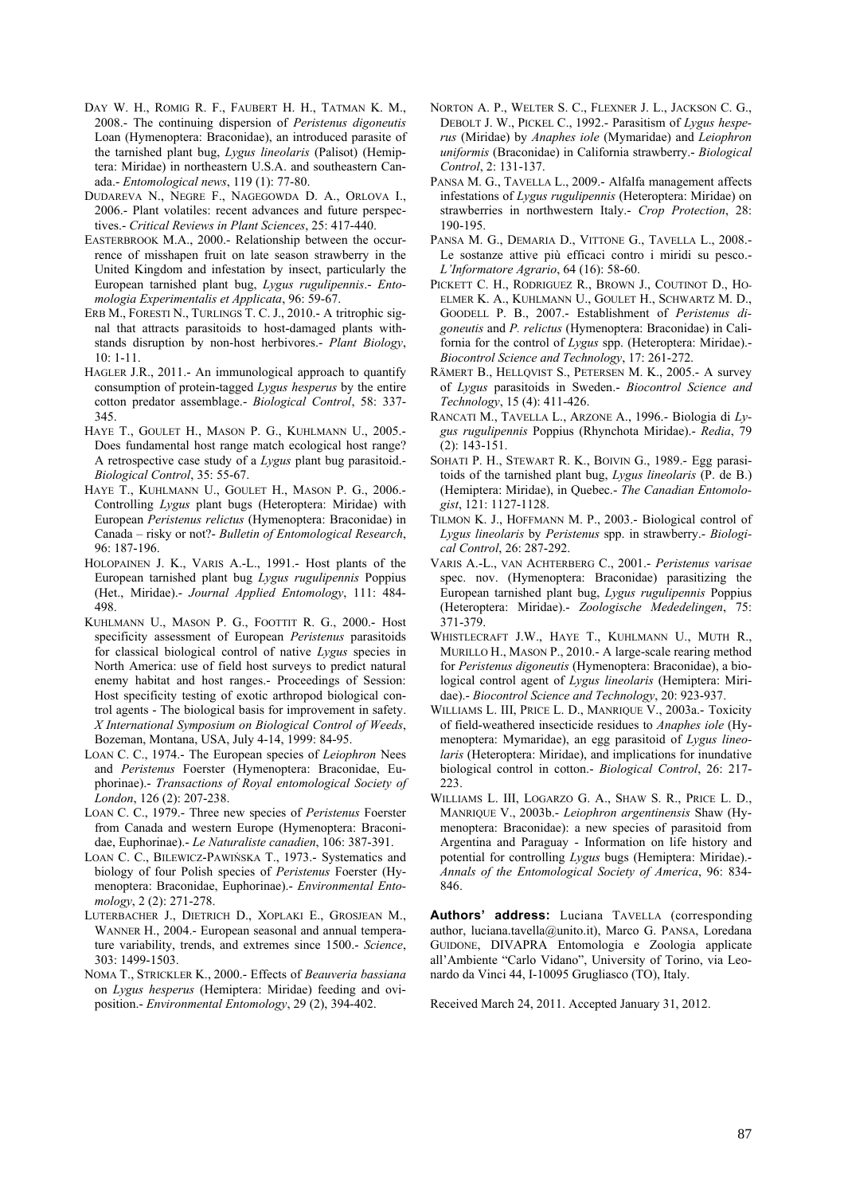DAY W. H., ROMIG R. F., FAUBERT H. H., TATMAN K. M., 2008.- The continuing dispersion of *Peristenus digoneutis* Loan (Hymenoptera: Braconidae), an introduced parasite of the tarnished plant bug, *Lygus lineolaris* (Palisot) (Hemiptera: Miridae) in northeastern U.S.A. and southeastern Canada.- *Entomological news*, 119 (1): 77-80.

DUDAREVA N., NEGRE F., NAGEGOWDA D. A., ORLOVA I., 2006.- Plant volatiles: recent advances and future perspectives.- *Critical Reviews in Plant Sciences*, 25: 417-440.

EASTERBROOK M.A., 2000.- Relationship between the occurrence of misshapen fruit on late season strawberry in the United Kingdom and infestation by insect, particularly the European tarnished plant bug, *Lygus rugulipennis*.- *Entomologia Experimentalis et Applicata*, 96: 59-67.

ERB M., FORESTI N., TURLINGS T. C. J., 2010.- A tritrophic signal that attracts parasitoids to host-damaged plants withstands disruption by non-host herbivores.- *Plant Biology*, 10: 1-11.

HAGLER J.R., 2011.- An immunological approach to quantify consumption of protein-tagged *Lygus hesperus* by the entire cotton predator assemblage.- *Biological Control*, 58: 337-345.

HAYE T., GOULET H., MASON P. G., KUHLMANN U., 2005.- Does fundamental host range match ecological host range? A retrospective case study of a *Lygus* plant bug parasitoid.- *Biological Control*, 35: 55-67.

HAYE T., KUHLMANN U., GOULET H., MASON P. G., 2006.- Controlling *Lygus* plant bugs (Heteroptera: Miridae) with European *Peristenus relictus* (Hymenoptera: Braconidae) in Canada – risky or not?- *Bulletin of Entomological Research*, 96: 187-196.

HOLOPAINEN J. K., VARIS A.-L., 1991.- Host plants of the European tarnished plant bug *Lygus rugulipennis* Poppius (Het., Miridae).- *Journal Applied Entomology*, 111: 484-498.

KUHLMANN U., MASON P. G., FOOTTIT R. G., 2000.- Host specificity assessment of European *Peristenus* parasitoids for classical biological control of native *Lygus* species in North America: use of field host surveys to predict natural enemy habitat and host ranges.- Proceedings of Session: Host specificity testing of exotic arthropod biological control agents - The biological basis for improvement in safety. *X International Symposium on Biological Control of Weeds*, Bozeman, Montana, USA, July 4-14, 1999: 84-95.

LOAN C. C., 1974.- The European species of *Leiophron* Nees and *Peristenus* Foerster (Hymenoptera: Braconidae, Euphorinae).- *Transactions of Royal entomological Society of London*, 126 (2): 207-238.

LOAN C. C., 1979.- Three new species of *Peristenus* Foerster from Canada and western Europe (Hymenoptera: Braconidae, Euphorinae).- *Le Naturaliste canadien*, 106: 387-391.

LOAN C. C., BILEWICZ-PAWIŃSKA T., 1973.- Systematics and biology of four Polish species of *Peristenus* Foerster (Hymenoptera: Braconidae, Euphorinae).- *Environmental Entomology*, 2 (2): 271-278.

LUTERBACHER J., DIETRICH D., XOPLAKI E., GROSJEAN M., WANNER H., 2004.- European seasonal and annual temperature variability, trends, and extremes since 1500.- *Science*, 303: 1499-1503.

NOMA T., STRICKLER K., 2000.- Effects of *Beauveria bassiana* on *Lygus hesperus* (Hemiptera: Miridae) feeding and oviposition.- *Environmental Entomology*, 29 (2), 394-402.

NORTON A. P., WELTER S. C., FLEXNER J. L., JACKSON C. G., DEBOLT J. W., PICKEL C., 1992.- Parasitism of *Lygus hesperus* (Miridae) by *Anaphes iole* (Mymaridae) and *Leiophron uniformis* (Braconidae) in California strawberry.- *Biological Control*, 2: 131-137.

PANSA M. G., TAVELLA L., 2009.- Alfalfa management affects infestations of *Lygus rugulipennis* (Heteroptera: Miridae) on strawberries in northwestern Italy.- *Crop Protection*, 28: 190-195.

PANSA M. G., DEMARIA D., VITTONE G., TAVELLA L., 2008.- Le sostanze attive più efficaci contro i miridi su pesco.- *L'Informatore Agrario*, 64 (16): 58-60.

PICKETT C. H., RODRIGUEZ R., BROWN J., COUTINOT D., HOELMER K. A., KUHLMANN U., GOULET H., SCHWARTZ M. D., GOODELL P. B., 2007.- Establishment of *Peristenus digoneutis* and *P. relictus* (Hymenoptera: Braconidae) in California for the control of *Lygus* spp. (Heteroptera: Miridae).- *Biocontrol Science and Technology*, 17: 261-272.

RÄMERT B., HELLQVIST S., PETERSEN M. K., 2005.- A survey of *Lygus* parasitoids in Sweden.- *Biocontrol Science and Technology*, 15 (4): 411-426.

RANCATI M., TAVELLA L., ARZONE A., 1996.- Biologia di *Lygus rugulipennis* Poppius (Rhynchota Miridae).- *Redia*, 79 (2): 143-151.

SOHATI P. H., STEWART R. K., BOIVIN G., 1989.- Egg parasitoids of the tarnished plant bug, *Lygus lineolaris* (P. de B.) (Hemiptera: Miridae), in Quebec.- *The Canadian Entomologist*, 121: 1127-1128.

TILMON K. J., HOFFMANN M. P., 2003.- Biological control of *Lygus lineolaris* by *Peristenus* spp. in strawberry.- *Biological Control*, 26: 287-292.

VARIS A.-L., VAN ACHTERBERG C., 2001.- *Peristenus varisae* spec. nov. (Hymenoptera: Braconidae) parasitizing the European tarnished plant bug, *Lygus rugulipennis* Poppius (Heteroptera: Miridae).- *Zoologische Mededelingen*, 75: 371-379.

WHISTLECRAFT J.W., HAYE T., KUHLMANN U., MUTH R., MURILLO H., MASON P., 2010.- A large-scale rearing method for *Peristenus digoneutis* (Hymenoptera: Braconidae), a biological control agent of *Lygus lineolaris* (Hemiptera: Miridae).- *Biocontrol Science and Technology*, 20: 923-937.

WILLIAMS L. III, PRICE L. D., MANRIQUE V., 2003a.- Toxicity of field-weathered insecticide residues to *Anaphes iole* (Hymenoptera: Mymaridae), an egg parasitoid of *Lygus lineolaris* (Heteroptera: Miridae), and implications for inundative biological control in cotton.- *Biological Control*, 26: 217-223.

WILLIAMS L. III, LOGARZO G. A., SHAW S. R., PRICE L. D., MANRIQUE V., 2003b.- *Leiophron argentinensis* Shaw (Hymenoptera: Braconidae): a new species of parasitoid from Argentina and Paraguay - Information on life history and potential for controlling *Lygus* bugs (Hemiptera: Miridae).- *Annals of the Entomological Society of America*, 96: 834-846.

**Authors' address:** Luciana TAVELLA (corresponding author, luciana.tavella@unito.it), Marco G. PANSA, Loredana GUIDONE, DIVAPRA Entomologia e Zoologia applicate all'Ambiente "Carlo Vidano", University of Torino, via Leonardo da Vinci 44, I-10095 Grugliasco (TO), Italy.

Received March 24, 2011. Accepted January 31, 2012.